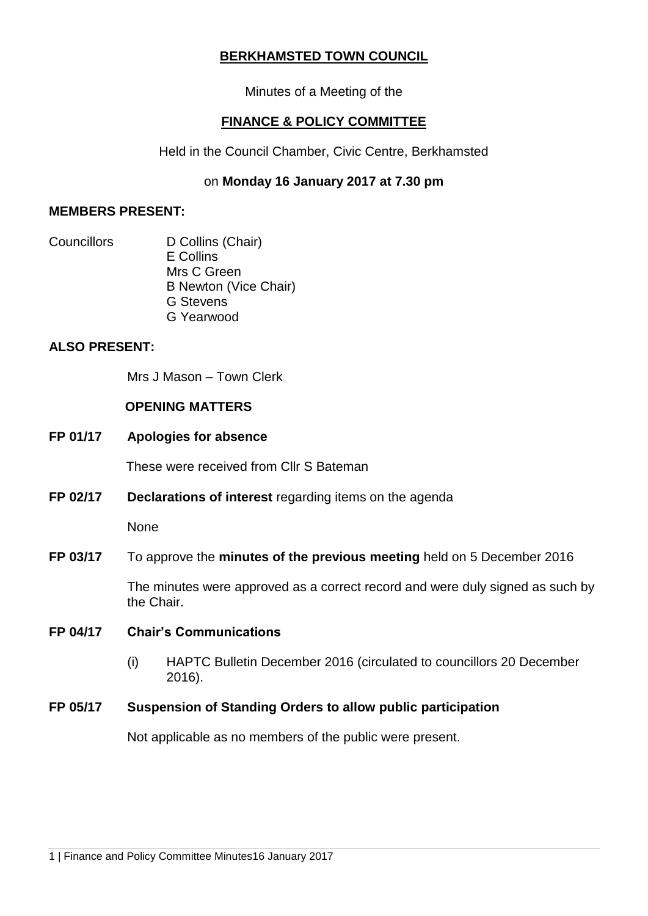# BERKHAMSTED TOWN COUNCIL

Minutes of a Meeting of the

## FINANCE & POLICY COMMITTEE

Held in the Council Chamber, Civic Centre, Berkhamsted

on **Monday 16 January 2017 at 7.30 pm**

**MEMBERS PRESENT:**

Councillors
- D Collins (Chair)
- E Collins
- Mrs C Green
- B Newton (Vice Chair)
- G Stevens
- G Yearwood

**ALSO PRESENT:**

Mrs J Mason – Town Clerk

**OPENING MATTERS**

**FP 01/17 Apologies for absence**

These were received from Cllr S Bateman

**FP 02/17 Declarations of interest** regarding items on the agenda

None

**FP 03/17** To approve the **minutes of the previous meeting** held on 5 December 2016

The minutes were approved as a correct record and were duly signed as such by the Chair.

**FP 04/17 Chair's Communications**

(i) HAPTC Bulletin December 2016 (circulated to councillors 20 December 2016).

**FP 05/17 Suspension of Standing Orders to allow public participation**

Not applicable as no members of the public were present.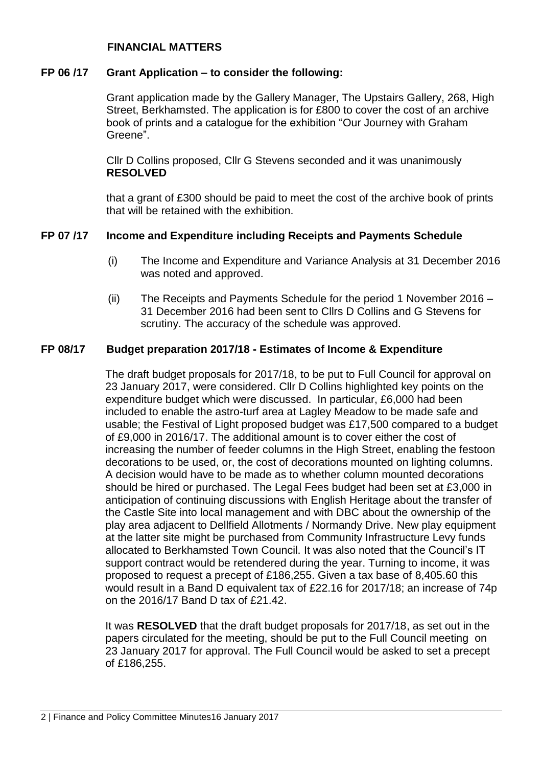## FINANCIAL MATTERS

### FP 06 /17 Grant Application – to consider the following:

Grant application made by the Gallery Manager, The Upstairs Gallery, 268, High Street, Berkhamsted. The application is for £800 to cover the cost of an archive book of prints and a catalogue for the exhibition "Our Journey with Graham Greene".

Cllr D Collins proposed, Cllr G Stevens seconded and it was unanimously **RESOLVED**

that a grant of £300 should be paid to meet the cost of the archive book of prints that will be retained with the exhibition.

### FP 07 /17 Income and Expenditure including Receipts and Payments Schedule

(i) The Income and Expenditure and Variance Analysis at 31 December 2016 was noted and approved.

(ii) The Receipts and Payments Schedule for the period 1 November 2016 – 31 December 2016 had been sent to Cllrs D Collins and G Stevens for scrutiny. The accuracy of the schedule was approved.

### FP 08/17 Budget preparation 2017/18 - Estimates of Income & Expenditure

The draft budget proposals for 2017/18, to be put to Full Council for approval on 23 January 2017, were considered. Cllr D Collins highlighted key points on the expenditure budget which were discussed. In particular, £6,000 had been included to enable the astro-turf area at Lagley Meadow to be made safe and usable; the Festival of Light proposed budget was £17,500 compared to a budget of £9,000 in 2016/17. The additional amount is to cover either the cost of increasing the number of feeder columns in the High Street, enabling the festoon decorations to be used, or, the cost of decorations mounted on lighting columns. A decision would have to be made as to whether column mounted decorations should be hired or purchased. The Legal Fees budget had been set at £3,000 in anticipation of continuing discussions with English Heritage about the transfer of the Castle Site into local management and with DBC about the ownership of the play area adjacent to Dellfield Allotments / Normandy Drive. New play equipment at the latter site might be purchased from Community Infrastructure Levy funds allocated to Berkhamsted Town Council. It was also noted that the Council's IT support contract would be retendered during the year. Turning to income, it was proposed to request a precept of £186,255. Given a tax base of 8,405.60 this would result in a Band D equivalent tax of £22.16 for 2017/18; an increase of 74p on the 2016/17 Band D tax of £21.42.

It was **RESOLVED** that the draft budget proposals for 2017/18, as set out in the papers circulated for the meeting, should be put to the Full Council meeting on 23 January 2017 for approval. The Full Council would be asked to set a precept of £186,255.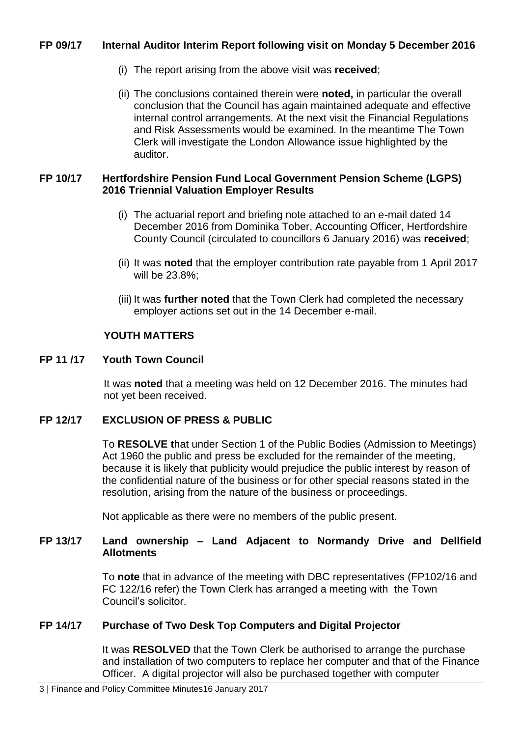**FP 09/17 Internal Auditor Interim Report following visit on Monday 5 December 2016**

(i) The report arising from the above visit was **received**;

(ii) The conclusions contained therein were **noted,** in particular the overall conclusion that the Council has again maintained adequate and effective internal control arrangements. At the next visit the Financial Regulations and Risk Assessments would be examined. In the meantime The Town Clerk will investigate the London Allowance issue highlighted by the auditor.

**FP 10/17 Hertfordshire Pension Fund Local Government Pension Scheme (LGPS) 2016 Triennial Valuation Employer Results**

(i) The actuarial report and briefing note attached to an e-mail dated 14 December 2016 from Dominika Tober, Accounting Officer, Hertfordshire County Council (circulated to councillors 6 January 2016) was **received**;

(ii) It was **noted** that the employer contribution rate payable from 1 April 2017 will be 23.8%;

(iii) It was **further noted** that the Town Clerk had completed the necessary employer actions set out in the 14 December e-mail.

**YOUTH MATTERS**

**FP 11 /17 Youth Town Council**

It was **noted** that a meeting was held on 12 December 2016. The minutes had not yet been received.

**FP 12/17 EXCLUSION OF PRESS & PUBLIC**

To **RESOLVE t**hat under Section 1 of the Public Bodies (Admission to Meetings) Act 1960 the public and press be excluded for the remainder of the meeting, because it is likely that publicity would prejudice the public interest by reason of the confidential nature of the business or for other special reasons stated in the resolution, arising from the nature of the business or proceedings.

Not applicable as there were no members of the public present.

**FP 13/17 Land ownership – Land Adjacent to Normandy Drive and Dellfield Allotments**

To **note** that in advance of the meeting with DBC representatives (FP102/16 and FC 122/16 refer) the Town Clerk has arranged a meeting with the Town Council's solicitor.

**FP 14/17 Purchase of Two Desk Top Computers and Digital Projector**

It was **RESOLVED** that the Town Clerk be authorised to arrange the purchase and installation of two computers to replace her computer and that of the Finance Officer. A digital projector will also be purchased together with computer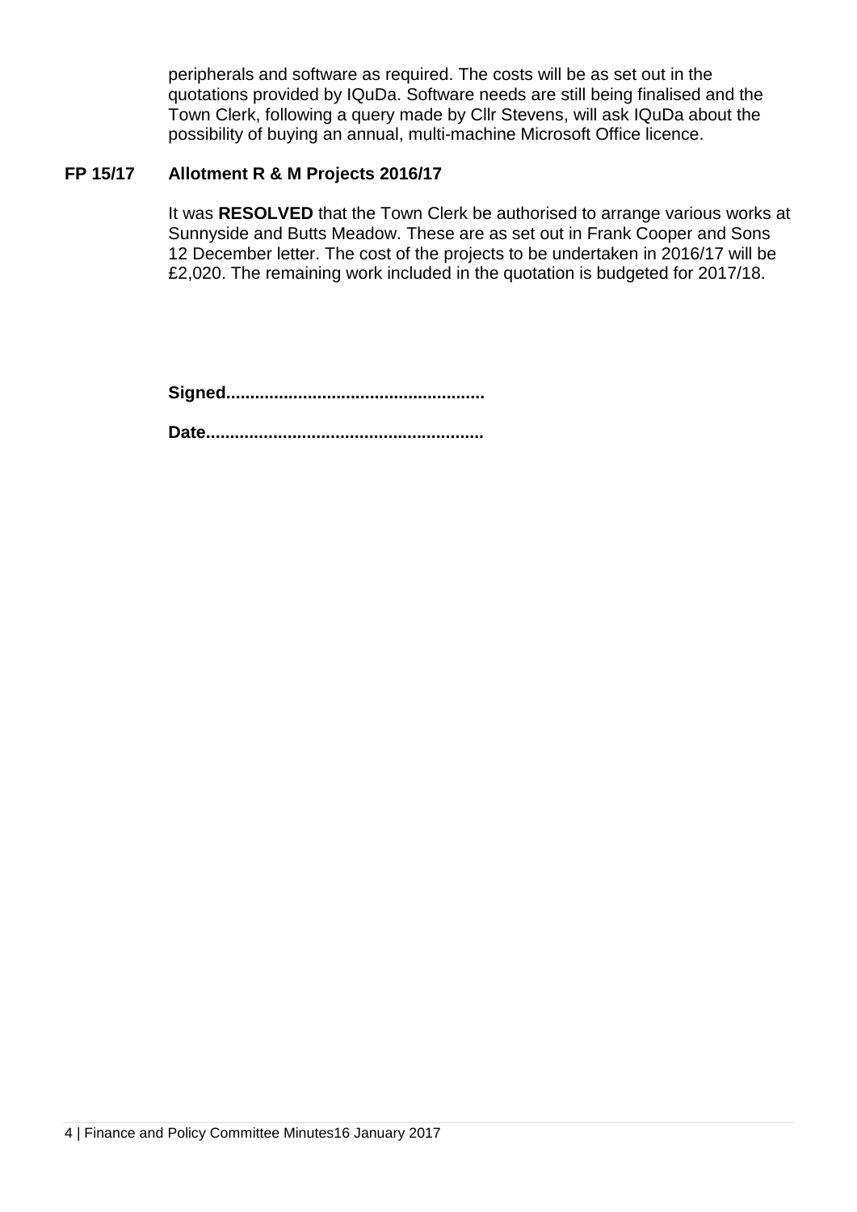peripherals and software as required. The costs will be as set out in the quotations provided by IQuDa. Software needs are still being finalised and the Town Clerk, following a query made by Cllr Stevens, will ask IQuDa about the possibility of buying an annual, multi-machine Microsoft Office licence.

**FP 15/17 Allotment R & M Projects 2016/17**

It was **RESOLVED** that the Town Clerk be authorised to arrange various works at Sunnyside and Butts Meadow. These are as set out in Frank Cooper and Sons 12 December letter. The cost of the projects to be undertaken in 2016/17 will be £2,020. The remaining work included in the quotation is budgeted for 2017/18.

**Signed.....................................................**

**Date.........................................................**